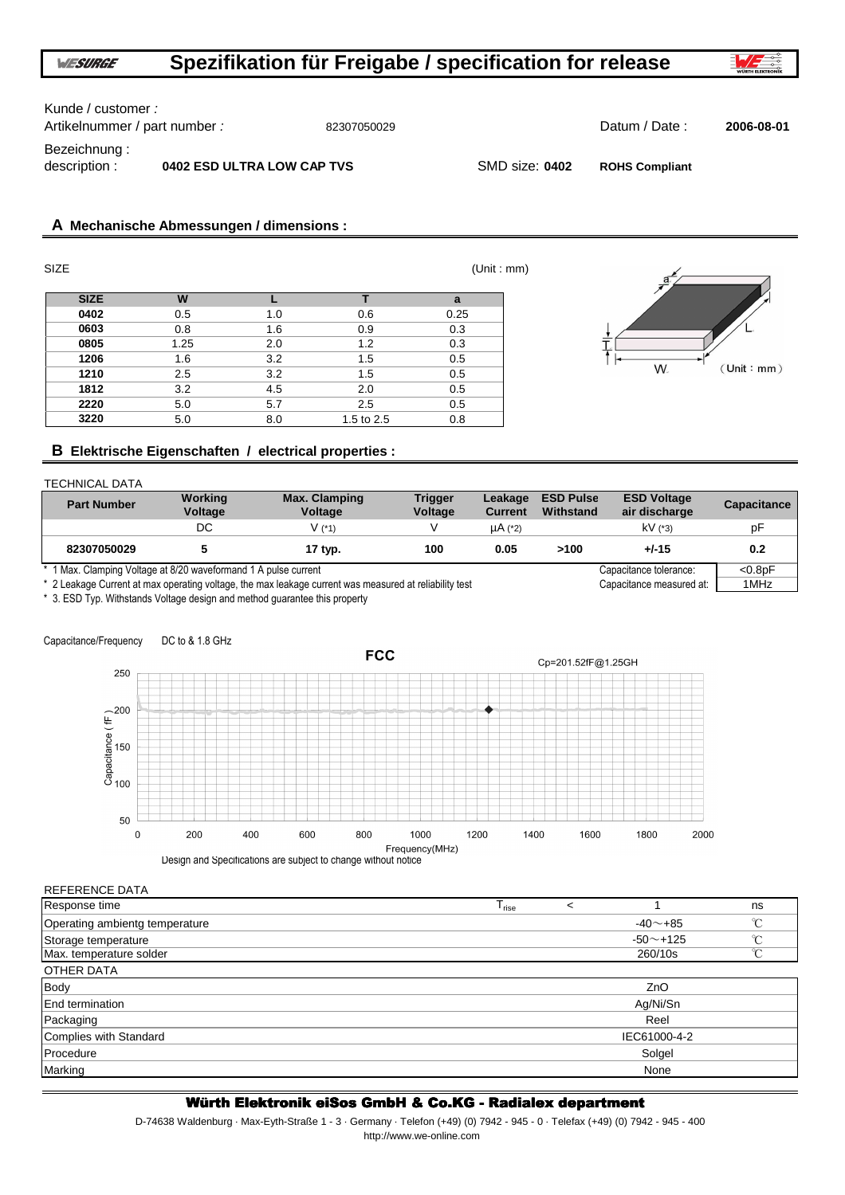# Spezifikation für Freigabe / specification for release

Kunde / customer :

Artikelnummer / part number : 82307050029

Datum / Date : **2006-08-01**

Bezeichnung :
description : **0402 ESD ULTRA LOW CAP TVS**

SMD size: **0402** **ROHS Compliant**

## A Mechanische Abmessungen / dimensions :

SIZE (Unit : mm)

| SIZE | W | L | T | a |
|---|---|---|---|---|
| **0402** | 0.5 | 1.0 | 0.6 | 0.25 |
| **0603** | 0.8 | 1.6 | 0.9 | 0.3 |
| **0805** | 1.25 | 2.0 | 1.2 | 0.3 |
| **1206** | 1.6 | 3.2 | 1.5 | 0.5 |
| **1210** | 2.5 | 3.2 | 1.5 | 0.5 |
| **1812** | 3.2 | 4.5 | 2.0 | 0.5 |
| **2220** | 5.0 | 5.7 | 2.5 | 0.5 |
| **3220** | 5.0 | 8.0 | 1.5 to 2.5 | 0.8 |

## B Elektrische Eigenschaften / electrical properties :

TECHNICAL DATA

| Part Number | Working Voltage | Max. Clamping Voltage | Trigger Voltage | Leakage Current | ESD Pulse Withstand | ESD Voltage air discharge | Capacitance |
|---|---|---|---|---|---|---|---|
| | DC | V (*1) | V | μA (*2) | | kV (*3) | pF |
| **82307050029** | **5** | **17 typ.** | **100** | **0.05** | **>100** | **+/-15** | **0.2** |

\* 1 Max. Clamping Voltage at 8/20 waveformand 1 A pulse current

\* 2 Leakage Current at max operating voltage, the max leakage current was measured at reliability test

\* 3. ESD Typ. Withstands Voltage design and method guarantee this property

| | |
|---|---|
| Capacitance tolerance: | <0.8pF |
| Capacitance measured at: | 1MHz |

Capacitance/Frequency DC to & 1.8 GHz

FCC

Cp=201.52fF@1.25GH

Design and Specifications are subject to change without notice

REFERENCE DATA

| | | | | |
|---|---|---|---|---|
| Response time | $T_{rise}$ | < | 1 | ns |
| Operating ambientg temperature | | | -40～+85 | ℃ |
| Storage temperature | | | -50～+125 | ℃ |
| Max. temperature solder | | | 260/10s | ℃ |

OTHER DATA

| | |
|---|---|
| Body | ZnO |
| End termination | Ag/Ni/Sn |
| Packaging | Reel |
| Complies with Standard | IEC61000-4-2 |
| Procedure | Solgel |
| Marking | None |

**Würth Elektronik eiSos GmbH & Co.KG - Radialex department**

D-74638 Waldenburg · Max-Eyth-Straße 1 - 3 · Germany · Telefon (+49) (0) 7942 - 945 - 0 · Telefax (+49) (0) 7942 - 945 - 400
http://www.we-online.com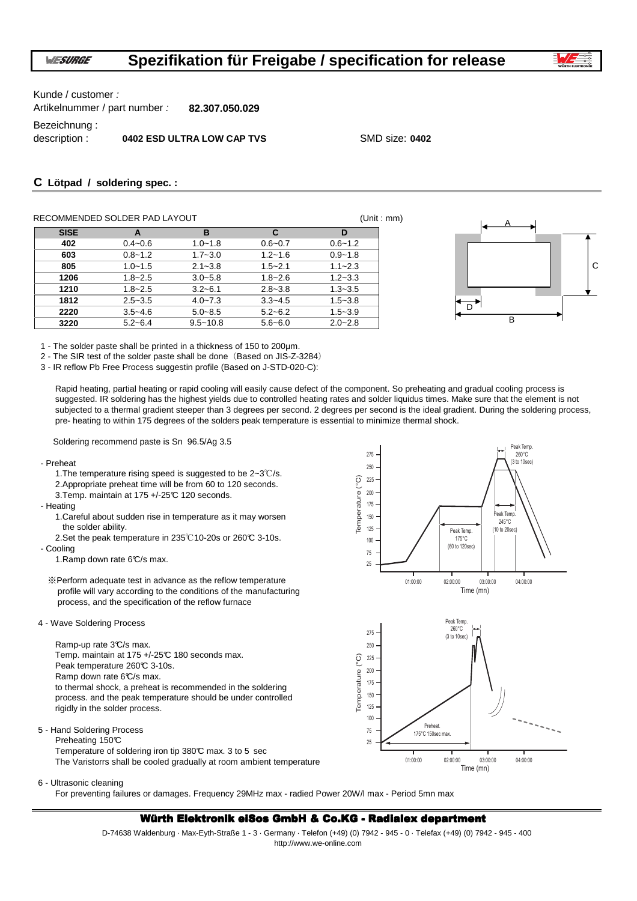# Spezifikation für Freigabe / specification for release

Kunde / customer :

Artikelnummer / part number : **82.307.050.029**

Bezeichnung :

description : **0402 ESD ULTRA LOW CAP TVS** SMD size: **0402**

## C Lötpad / soldering spec. :

RECOMMENDED SOLDER PAD LAYOUT (Unit : mm)

| SISE | A | B | C | D |
|---|---|---|---|---|
| 402 | 0.4~0.6 | 1.0~1.8 | 0.6~0.7 | 0.6~1.2 |
| 603 | 0.8~1.2 | 1.7~3.0 | 1.2~1.6 | 0.9~1.8 |
| 805 | 1.0~1.5 | 2.1~3.8 | 1.5~2.1 | 1.1~2.3 |
| 1206 | 1.8~2.5 | 3.0~5.8 | 1.8~2.6 | 1.2~3.3 |
| 1210 | 1.8~2.5 | 3.2~6.1 | 2.8~3.8 | 1.3~3.5 |
| 1812 | 2.5~3.5 | 4.0~7.3 | 3.3~4.5 | 1.5~3.8 |
| 2220 | 3.5~4.6 | 5.0~8.5 | 5.2~6.2 | 1.5~3.9 |
| 3220 | 5.2~6.4 | 9.5~10.8 | 5.6~6.0 | 2.0~2.8 |

1 - The solder paste shall be printed in a thickness of 150 to 200µm.

2 - The SIR test of the solder paste shall be done（Based on JIS-Z-3284）

3 - IR reflow Pb Free Process suggestin profile (Based on J-STD-020-C):

Rapid heating, partial heating or rapid cooling will easily cause defect of the component. So preheating and gradual cooling process is suggested. IR soldering has the highest yields due to controlled heating rates and solder liquidus times. Make sure that the element is not subjected to a thermal gradient steeper than 3 degrees per second. 2 degrees per second is the ideal gradient. During the soldering process, pre- heating to within 175 degrees of the solders peak temperature is essential to minimize thermal shock.

Soldering recommend paste is Sn 96.5/Ag 3.5

- Preheat
  1. The temperature rising speed is suggested to be 2~3℃/s.
  2. Appropriate preheat time will be from 60 to 120 seconds.
  3. Temp. maintain at 175 +/-25℃ 120 seconds.
- Heating
  1. Careful about sudden rise in temperature as it may worsen the solder ability.
  2. Set the peak temperature in 235℃10-20s or 260℃ 3-10s.
- Cooling
  1. Ramp down rate 6℃/s max.

※Perform adequate test in advance as the reflow temperature profile will vary according to the conditions of the manufacturing process, and the specification of the reflow furnace

4 - Wave Soldering Process

Ramp-up rate 3℃/s max.
Temp. maintain at 175 +/-25℃ 180 seconds max.
Peak temperature 260℃ 3-10s.
Ramp down rate 6℃/s max.
to thermal shock, a preheat is recommended in the soldering process. and the peak temperature should be under controlled rigidly in the solder process.

5 - Hand Soldering Process

Preheating 150℃
Temperature of soldering iron tip 380℃ max. 3 to 5 sec
The Varistorrs shall be cooled gradually at room ambient temperature

6 - Ultrasonic cleaning

For preventing failures or damages. Frequency 29MHz max - radied Power 20W/l max - Period 5mn max

**Würth Elektronik eiSos GmbH & Co.KG - Radialex department**

D-74638 Waldenburg · Max-Eyth-Straße 1 - 3 · Germany · Telefon (+49) (0) 7942 - 945 - 0 · Telefax (+49) (0) 7942 - 945 - 400
http://www.we-online.com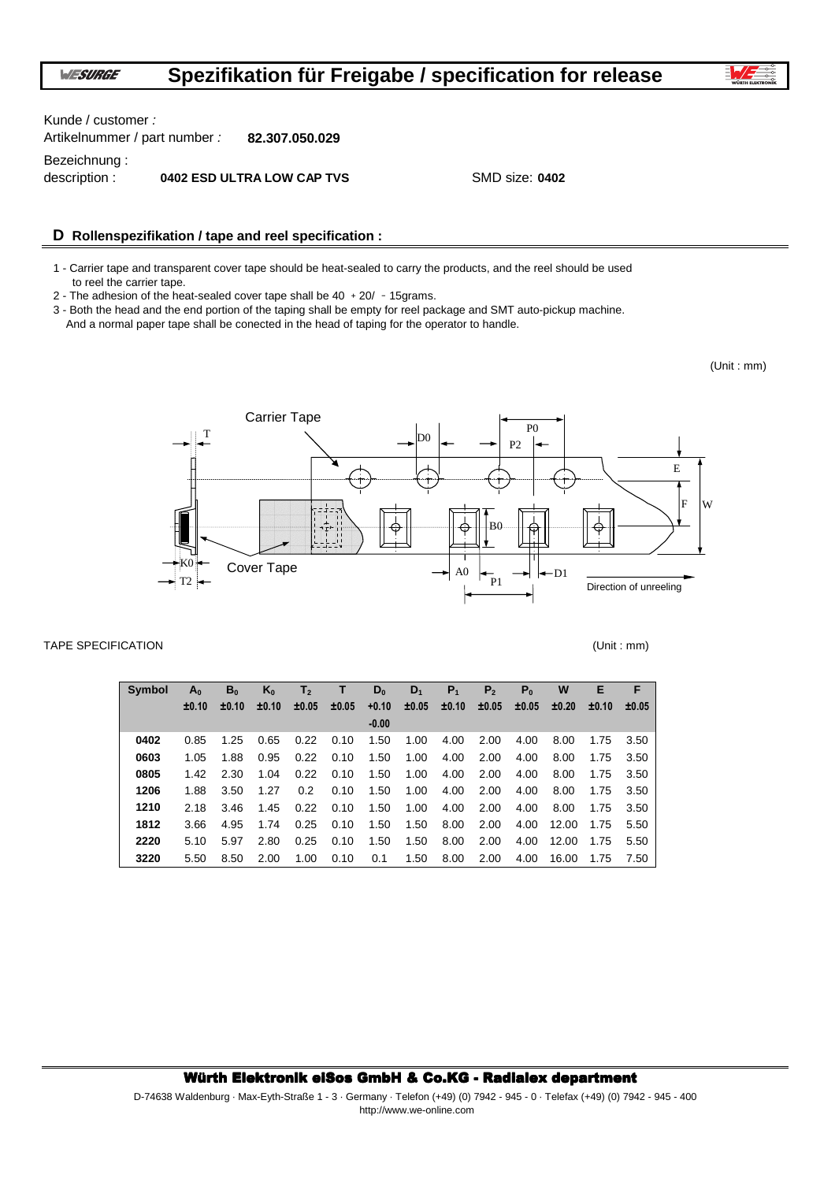# Spezifikation für Freigabe / specification for release

Kunde / customer :

Artikelnummer / part number : **82.307.050.029**

Bezeichnung :
description : **0402 ESD ULTRA LOW CAP TVS** SMD size: **0402**

## D Rollenspezifikation / tape and reel specification :

1 - Carrier tape and transparent cover tape should be heat-sealed to carry the products, and the reel should be used to reel the carrier tape.

2 - The adhesion of the heat-sealed cover tape shall be 40 + 20/ - 15grams.

3 - Both the head and the end portion of the taping shall be empty for reel package and SMT auto-pickup machine. And a normal paper tape shall be conected in the head of taping for the operator to handle.

(Unit : mm)

Carrier Tape, Cover Tape, T, K0, T2, D0, P0, P2, E, F, W, B0, A0, P1, D1, Direction of unreeling

TAPE SPECIFICATION (Unit : mm)

| Symbol | $A_0$ ±0.10 | $B_0$ ±0.10 | $K_0$ ±0.10 | $T_2$ ±0.05 | T ±0.05 | $D_0$ +0.10 -0.00 | $D_1$ ±0.05 | $P_1$ ±0.10 | $P_2$ ±0.05 | $P_0$ ±0.05 | W ±0.20 | E ±0.10 | F ±0.05 |
|---|---|---|---|---|---|---|---|---|---|---|---|---|---|
| **0402** | 0.85 | 1.25 | 0.65 | 0.22 | 0.10 | 1.50 | 1.00 | 4.00 | 2.00 | 4.00 | 8.00 | 1.75 | 3.50 |
| **0603** | 1.05 | 1.88 | 0.95 | 0.22 | 0.10 | 1.50 | 1.00 | 4.00 | 2.00 | 4.00 | 8.00 | 1.75 | 3.50 |
| **0805** | 1.42 | 2.30 | 1.04 | 0.22 | 0.10 | 1.50 | 1.00 | 4.00 | 2.00 | 4.00 | 8.00 | 1.75 | 3.50 |
| **1206** | 1.88 | 3.50 | 1.27 | 0.2 | 0.10 | 1.50 | 1.00 | 4.00 | 2.00 | 4.00 | 8.00 | 1.75 | 3.50 |
| **1210** | 2.18 | 3.46 | 1.45 | 0.22 | 0.10 | 1.50 | 1.00 | 4.00 | 2.00 | 4.00 | 8.00 | 1.75 | 3.50 |
| **1812** | 3.66 | 4.95 | 1.74 | 0.25 | 0.10 | 1.50 | 1.50 | 8.00 | 2.00 | 4.00 | 12.00 | 1.75 | 5.50 |
| **2220** | 5.10 | 5.97 | 2.80 | 0.25 | 0.10 | 1.50 | 1.50 | 8.00 | 2.00 | 4.00 | 12.00 | 1.75 | 5.50 |
| **3220** | 5.50 | 8.50 | 2.00 | 1.00 | 0.10 | 0.1 | 1.50 | 8.00 | 2.00 | 4.00 | 16.00 | 1.75 | 7.50 |

**Würth Elektronik eiSos GmbH & Co.KG - Radialex department**

D-74638 Waldenburg · Max-Eyth-Straße 1 - 3 · Germany · Telefon (+49) (0) 7942 - 945 - 0 · Telefax (+49) (0) 7942 - 945 - 400
http://www.we-online.com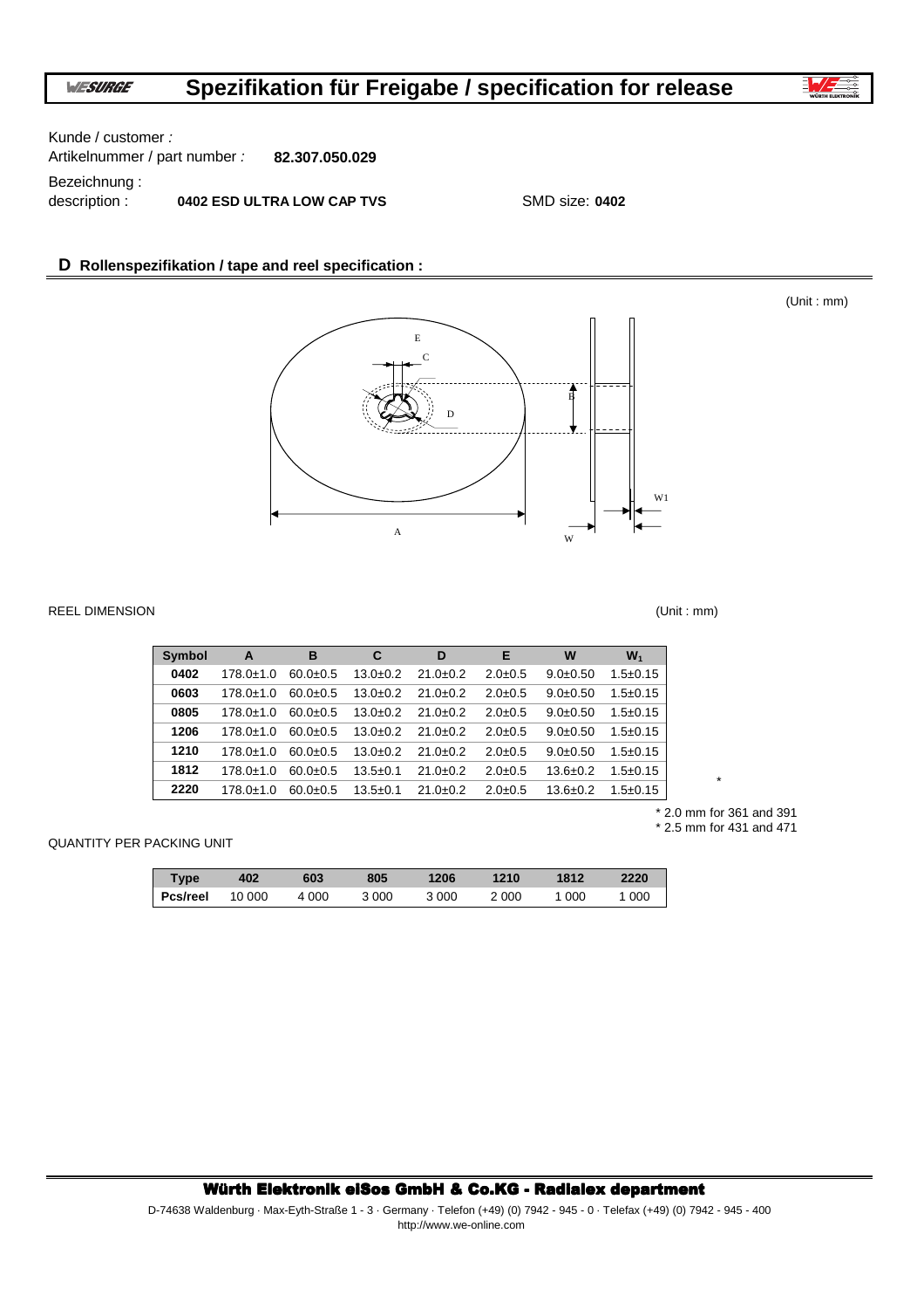# Spezifikation für Freigabe / specification for release

Kunde / customer :

Artikelnummer / part number : **82.307.050.029**

Bezeichnung :

description : **0402 ESD ULTRA LOW CAP TVS** SMD size: **0402**

## D Rollenspezifikation / tape and reel specification :

(Unit : mm)

E

C

D

B

A

W

W1

REEL DIMENSION (Unit : mm)

| Symbol | A | B | C | D | E | W | $W_1$ |
|---|---|---|---|---|---|---|---|
| 0402 | 178.0±1.0 | 60.0±0.5 | 13.0±0.2 | 21.0±0.2 | 2.0±0.5 | 9.0±0.50 | 1.5±0.15 |
| 0603 | 178.0±1.0 | 60.0±0.5 | 13.0±0.2 | 21.0±0.2 | 2.0±0.5 | 9.0±0.50 | 1.5±0.15 |
| 0805 | 178.0±1.0 | 60.0±0.5 | 13.0±0.2 | 21.0±0.2 | 2.0±0.5 | 9.0±0.50 | 1.5±0.15 |
| 1206 | 178.0±1.0 | 60.0±0.5 | 13.0±0.2 | 21.0±0.2 | 2.0±0.5 | 9.0±0.50 | 1.5±0.15 |
| 1210 | 178.0±1.0 | 60.0±0.5 | 13.0±0.2 | 21.0±0.2 | 2.0±0.5 | 9.0±0.50 | 1.5±0.15 |
| 1812 | 178.0±1.0 | 60.0±0.5 | 13.5±0.1 | 21.0±0.2 | 2.0±0.5 | 13.6±0.2 | 1.5±0.15 |
| 2220 | 178.0±1.0 | 60.0±0.5 | 13.5±0.1 | 21.0±0.2 | 2.0±0.5 | 13.6±0.2 | 1.5±0.15 |

*

* 2.0 mm for 361 and 391

* 2.5 mm for 431 and 471

QUANTITY PER PACKING UNIT

| Type | 402 | 603 | 805 | 1206 | 1210 | 1812 | 2220 |
|---|---|---|---|---|---|---|---|
| Pcs/reel | 10 000 | 4 000 | 3 000 | 3 000 | 2 000 | 1 000 | 1 000 |

**Würth Elektronik eiSos GmbH & Co.KG - Radialex department**

D-74638 Waldenburg · Max-Eyth-Straße 1 - 3 · Germany · Telefon (+49) (0) 7942 - 945 - 0 · Telefax (+49) (0) 7942 - 945 - 400

http://www.we-online.com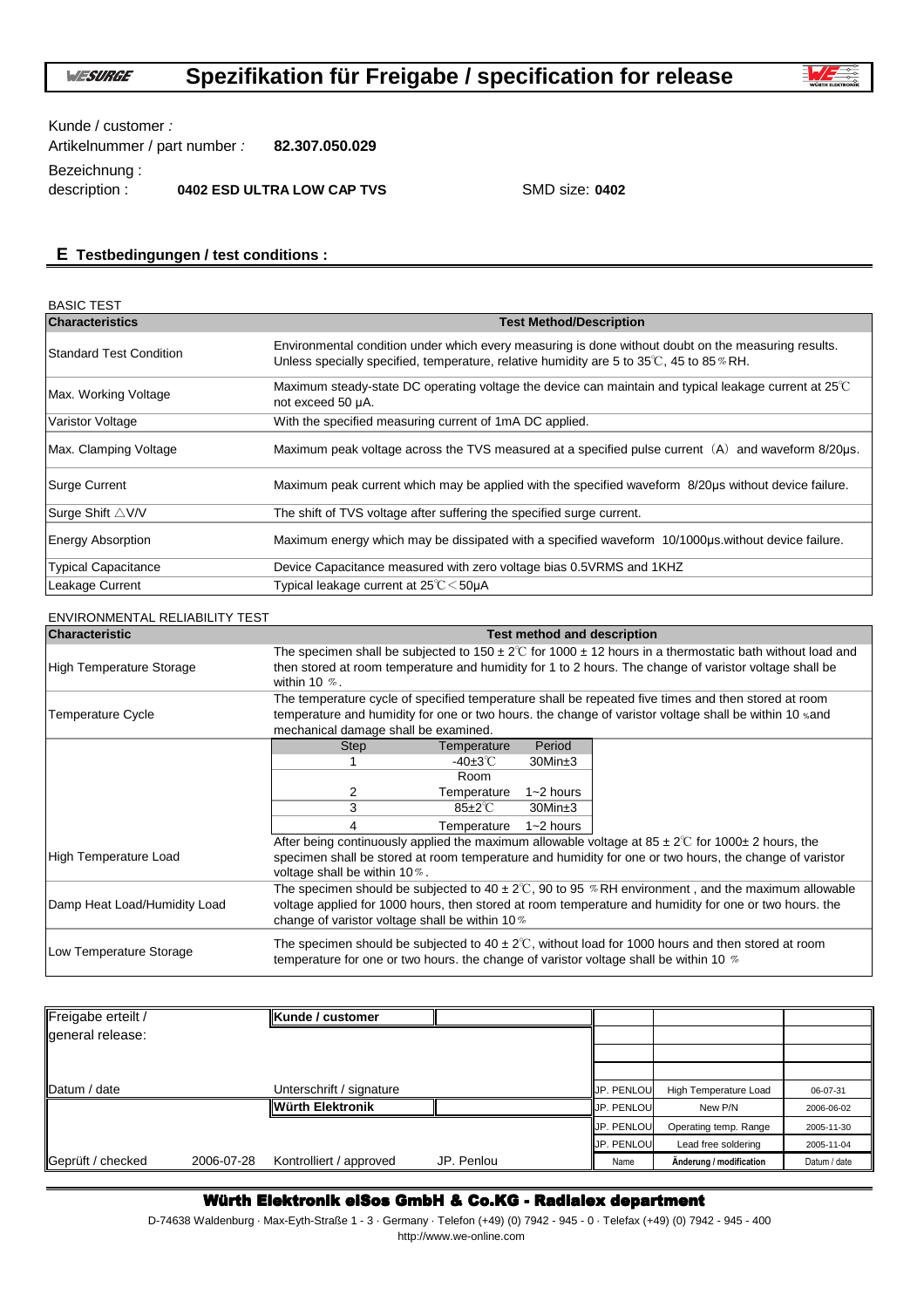Kunde / customer :

Artikelnummer / part number : **82.307.050.029**

Bezeichnung :
description : **0402 ESD ULTRA LOW CAP TVS** SMD size: **0402**

## E Testbedingungen / test conditions :

BASIC TEST

| Characteristics | Test Method/Description |
|---|---|
| Standard Test Condition | Environmental condition under which every measuring is done without doubt on the measuring results. Unless specially specified, temperature, relative humidity are 5 to 35℃, 45 to 85％RH. |
| Max. Working Voltage | Maximum steady-state DC operating voltage the device can maintain and typical leakage current at 25℃ not exceed 50 μA. |
| Varistor Voltage | With the specified measuring current of 1mA DC applied. |
| Max. Clamping Voltage | Maximum peak voltage across the TVS measured at a specified pulse current（A）and waveform 8/20μs. |
| Surge Current | Maximum peak current which may be applied with the specified waveform 8/20μs without device failure. |
| Surge Shift △V/V | The shift of TVS voltage after suffering the specified surge current. |
| Energy Absorption | Maximum energy which may be dissipated with a specified waveform 10/1000μs.without device failure. |
| Typical Capacitance | Device Capacitance measured with zero voltage bias 0.5VRMS and 1KHZ |
| Leakage Current | Typical leakage current at 25℃＜50μA |

ENVIRONMENTAL RELIABILITY TEST

| Characteristic | Test method and description |
|---|---|
| High Temperature Storage | The specimen shall be subjected to 150 ± 2℃ for 1000 ± 12 hours in a thermostatic bath without load and then stored at room temperature and humidity for 1 to 2 hours. The change of varistor voltage shall be within 10 ％. |
| Temperature Cycle | The temperature cycle of specified temperature shall be repeated five times and then stored at room temperature and humidity for one or two hours. the change of varistor voltage shall be within 10 ％and mechanical damage shall be examined. |

| Step | Temperature | Period |
|---|---|---|
| 1 | -40±3℃ | 30Min±3 |
| 2 | Room Temperature | 1~2 hours |
| 3 | 85±2℃ | 30Min±3 |
| 4 | Temperature | 1~2 hours |

| Characteristic | Test method and description |
|---|---|
| High Temperature Load | After being continuously applied the maximum allowable voltage at 85 ± 2℃ for 1000± 2 hours, the specimen shall be stored at room temperature and humidity for one or two hours, the change of varistor voltage shall be within 10％. |
| Damp Heat Load/Humidity Load | The specimen should be subjected to 40 ± 2℃, 90 to 95 ％RH environment , and the maximum allowable voltage applied for 1000 hours, then stored at room temperature and humidity for one or two hours. the change of varistor voltage shall be within 10％ |
| Low Temperature Storage | The specimen should be subjected to 40 ± 2℃, without load for 1000 hours and then stored at room temperature for one or two hours. the change of varistor voltage shall be within 10 ％ |

| | | | Name | Änderung / modification | Datum / date |
|---|---|---|---|---|---|
| Freigabe erteilt / general release: | Kunde / customer | | | | |
| Datum / date | Unterschrift / signature | | JP. PENLOU | High Temperature Load | 06-07-31 |
| | Würth Elektronik | | JP. PENLOU | New P/N | 2006-06-02 |
| | | | JP. PENLOU | Operating temp. Range | 2005-11-30 |
| | | | JP. PENLOU | Lead free soldering | 2005-11-04 |
| Geprüft / checked 2006-07-28 | Kontrolliert / approved | JP. Penlou | | | |

**Würth Elektronik eiSos GmbH & Co.KG - Radialex department**

D-74638 Waldenburg · Max-Eyth-Straße 1 - 3 · Germany · Telefon (+49) (0) 7942 - 945 - 0 · Telefax (+49) (0) 7942 - 945 - 400
http://www.we-online.com